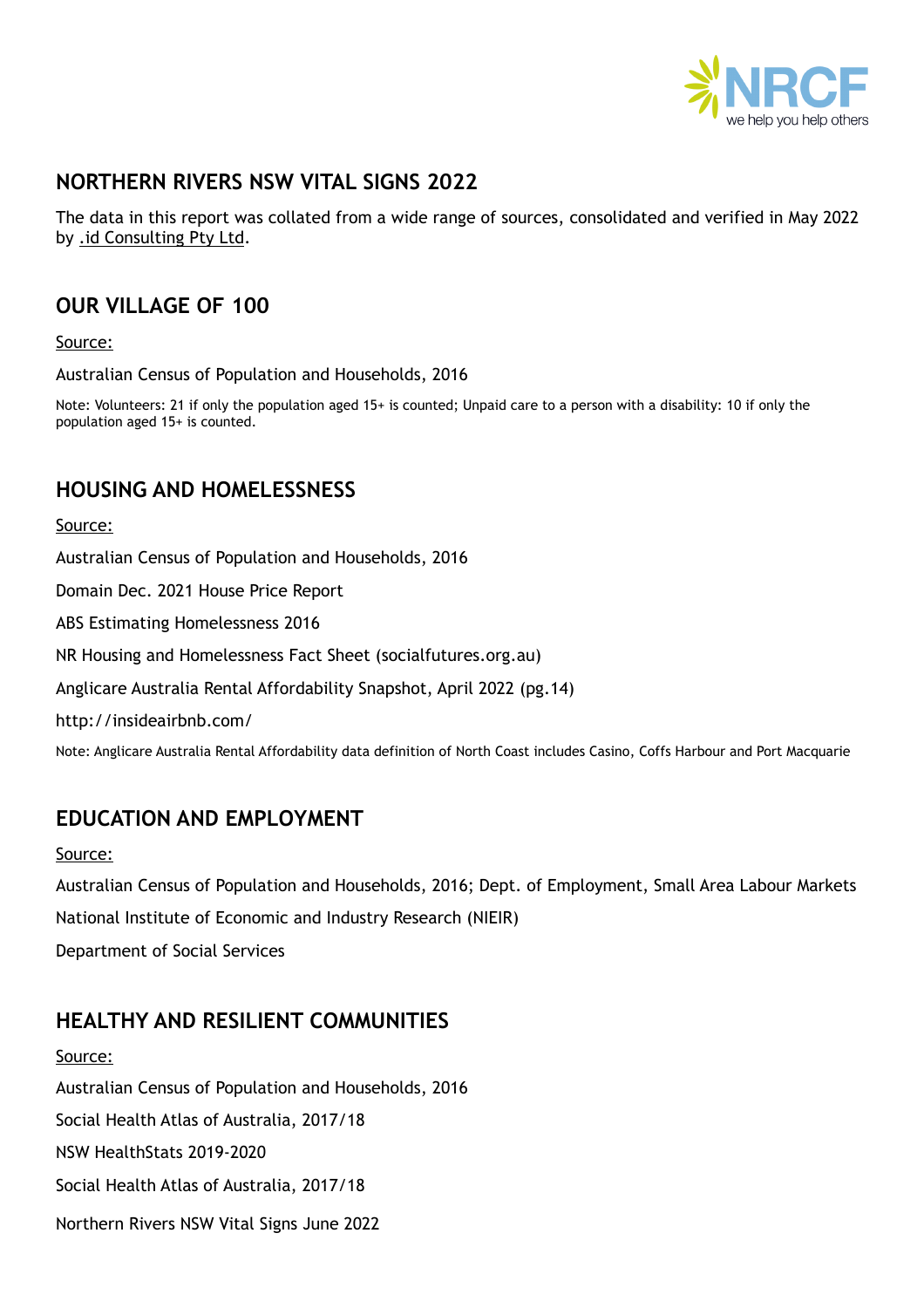## NORTHERN RIVERS NSW VITAL SIGNS 2022

The data in this report was collated from a wide range of sources, consolidated and verified in May 2022 by .id Consulting Pty Ltd.

## OUR VILLAGE OF 100

Source:

Australian Census of Population and Households, 2016

Note: Volunteers: 21 if only the population aged 15+ is counted; Unpaid care to a person with a disability: 10 if only the population aged 15+ is counted.

## HOUSING AND HOMELESSNESS

Source:

Australian Census of Population and Households, 2016

Domain Dec. 2021 House Price Report

ABS Estimating Homelessness 2016

NR Housing and Homelessness Fact Sheet (socialfutures.org.au)

Anglicare Australia Rental Affordability Snapshot, April 2022 (pg.14)

http://insideairbnb.com/

Note: Anglicare Australia Rental Affordability data definition of North Coast includes Casino, Coffs Harbour and Port Macquarie

## EDUCATION AND EMPLOYMENT

Source:

Australian Census of Population and Households, 2016; Dept. of Employment, Small Area Labour Markets

National Institute of Economic and Industry Research (NIEIR)

Department of Social Services

## HEALTHY AND RESILIENT COMMUNITIES

Source:

Australian Census of Population and Households, 2016

Social Health Atlas of Australia, 2017/18

NSW HealthStats 2019-2020

Social Health Atlas of Australia, 2017/18

Northern Rivers NSW Vital Signs June 2022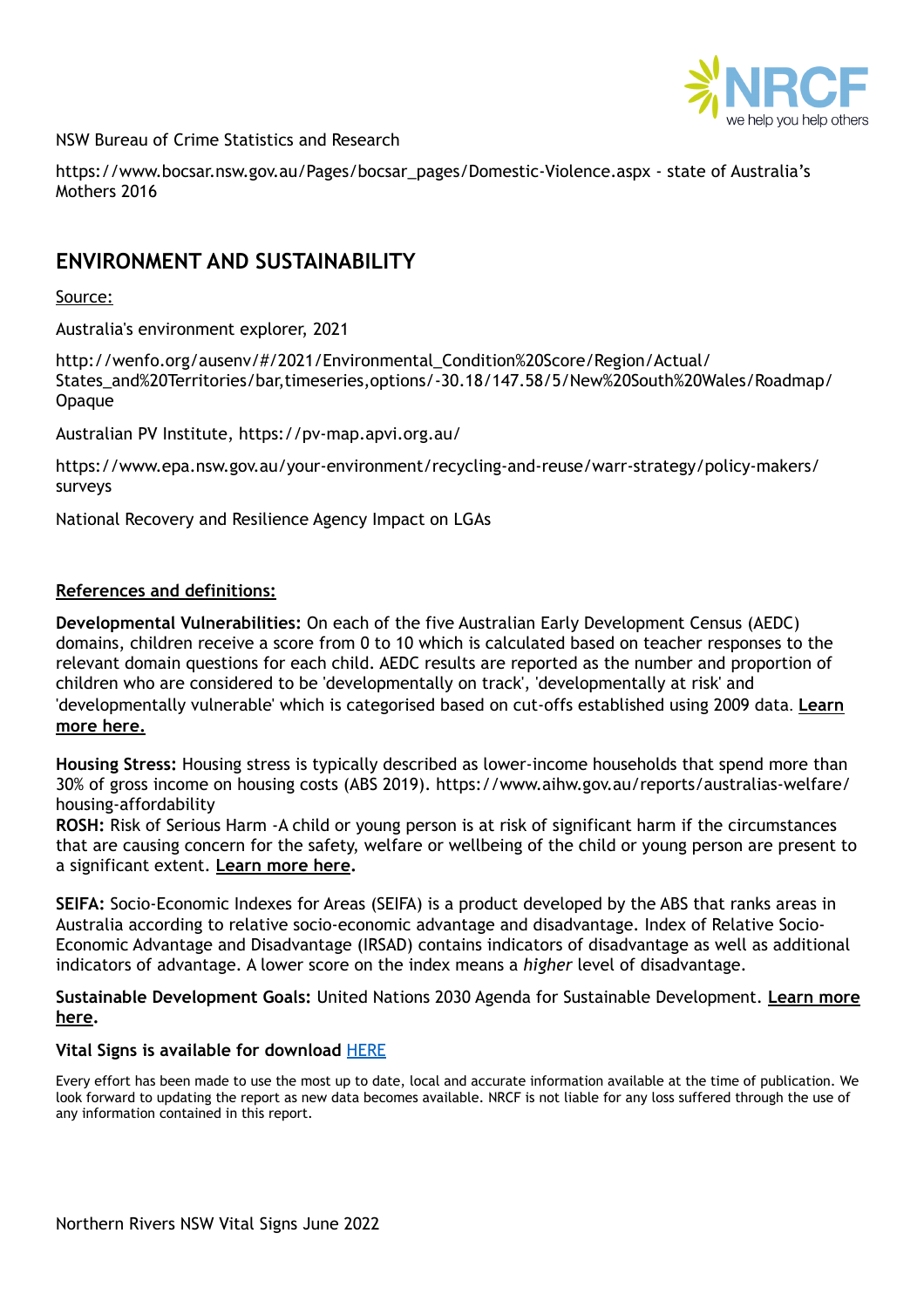NSW Bureau of Crime Statistics and Research

https://www.bocsar.nsw.gov.au/Pages/bocsar_pages/Domestic-Violence.aspx - state of Australia's Mothers 2016

## ENVIRONMENT AND SUSTAINABILITY

Source:

Australia's environment explorer, 2021

http://wenfo.org/ausenv/#/2021/Environmental_Condition%20Score/Region/Actual/States_and%20Territories/bar,timeseries,options/-30.18/147.58/5/New%20South%20Wales/Roadmap/Opaque

Australian PV Institute, https://pv-map.apvi.org.au/

https://www.epa.nsw.gov.au/your-environment/recycling-and-reuse/warr-strategy/policy-makers/surveys

National Recovery and Resilience Agency Impact on LGAs

**References and definitions:**

**Developmental Vulnerabilities:** On each of the five Australian Early Development Census (AEDC) domains, children receive a score from 0 to 10 which is calculated based on teacher responses to the relevant domain questions for each child. AEDC results are reported as the number and proportion of children who are considered to be 'developmentally on track', 'developmentally at risk' and 'developmentally vulnerable' which is categorised based on cut-offs established using 2009 data. **Learn more here.**

**Housing Stress:** Housing stress is typically described as lower-income households that spend more than 30% of gross income on housing costs (ABS 2019). https://www.aihw.gov.au/reports/australias-welfare/housing-affordability

**ROSH:** Risk of Serious Harm -A child or young person is at risk of significant harm if the circumstances that are causing concern for the safety, welfare or wellbeing of the child or young person are present to a significant extent. **Learn more here.**

**SEIFA:** Socio-Economic Indexes for Areas (SEIFA) is a product developed by the ABS that ranks areas in Australia according to relative socio-economic advantage and disadvantage. Index of Relative Socio-Economic Advantage and Disadvantage (IRSAD) contains indicators of disadvantage as well as additional indicators of advantage. A lower score on the index means a *higher* level of disadvantage.

**Sustainable Development Goals:** United Nations 2030 Agenda for Sustainable Development. **Learn more here.**

**Vital Signs is available for download** HERE

Every effort has been made to use the most up to date, local and accurate information available at the time of publication. We look forward to updating the report as new data becomes available. NRCF is not liable for any loss suffered through the use of any information contained in this report.